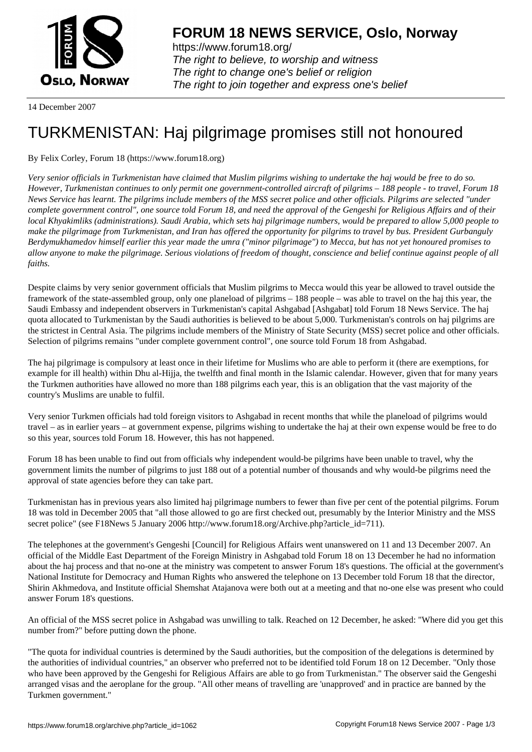# FORUM 18 NEWS SERVICE, Oslo, Norway

https://www.forum18.org/
*The right to believe, to worship and witness*
*The right to change one's belief or religion*
*The right to join together and express one's belief*

14 December 2007

# TURKMENISTAN: Haj pilgrimage promises still not honoured

By Felix Corley, Forum 18 (https://www.forum18.org)

*Very senior officials in Turkmenistan have claimed that Muslim pilgrims wishing to undertake the haj would be free to do so. However, Turkmenistan continues to only permit one government-controlled aircraft of pilgrims – 188 people - to travel, Forum 18 News Service has learnt. The pilgrims include members of the MSS secret police and other officials. Pilgrims are selected "under complete government control", one source told Forum 18, and need the approval of the Gengeshi for Religious Affairs and of their local Khyakimliks (administrations). Saudi Arabia, which sets haj pilgrimage numbers, would be prepared to allow 5,000 people to make the pilgrimage from Turkmenistan, and Iran has offered the opportunity for pilgrims to travel by bus. President Gurbanguly Berdymukhamedov himself earlier this year made the umra ("minor pilgrimage") to Mecca, but has not yet honoured promises to allow anyone to make the pilgrimage. Serious violations of freedom of thought, conscience and belief continue against people of all faiths.*

Despite claims by very senior government officials that Muslim pilgrims to Mecca would this year be allowed to travel outside the framework of the state-assembled group, only one planeload of pilgrims – 188 people – was able to travel on the haj this year, the Saudi Embassy and independent observers in Turkmenistan's capital Ashgabad [Ashgabat] told Forum 18 News Service. The haj quota allocated to Turkmenistan by the Saudi authorities is believed to be about 5,000. Turkmenistan's controls on haj pilgrims are the strictest in Central Asia. The pilgrims include members of the Ministry of State Security (MSS) secret police and other officials. Selection of pilgrims remains "under complete government control", one source told Forum 18 from Ashgabad.

The haj pilgrimage is compulsory at least once in their lifetime for Muslims who are able to perform it (there are exemptions, for example for ill health) within Dhu al-Hijja, the twelfth and final month in the Islamic calendar. However, given that for many years the Turkmen authorities have allowed no more than 188 pilgrims each year, this is an obligation that the vast majority of the country's Muslims are unable to fulfil.

Very senior Turkmen officials had told foreign visitors to Ashgabad in recent months that while the planeload of pilgrims would travel – as in earlier years – at government expense, pilgrims wishing to undertake the haj at their own expense would be free to do so this year, sources told Forum 18. However, this has not happened.

Forum 18 has been unable to find out from officials why independent would-be pilgrims have been unable to travel, why the government limits the number of pilgrims to just 188 out of a potential number of thousands and why would-be pilgrims need the approval of state agencies before they can take part.

Turkmenistan has in previous years also limited haj pilgrimage numbers to fewer than five per cent of the potential pilgrims. Forum 18 was told in December 2005 that "all those allowed to go are first checked out, presumably by the Interior Ministry and the MSS secret police" (see F18News 5 January 2006 http://www.forum18.org/Archive.php?article_id=711).

The telephones at the government's Gengeshi [Council] for Religious Affairs went unanswered on 11 and 13 December 2007. An official of the Middle East Department of the Foreign Ministry in Ashgabad told Forum 18 on 13 December he had no information about the haj process and that no-one at the ministry was competent to answer Forum 18's questions. The official at the government's National Institute for Democracy and Human Rights who answered the telephone on 13 December told Forum 18 that the director, Shirin Akhmedova, and Institute official Shemshat Atajanova were both out at a meeting and that no-one else was present who could answer Forum 18's questions.

An official of the MSS secret police in Ashgabad was unwilling to talk. Reached on 12 December, he asked: "Where did you get this number from?" before putting down the phone.

"The quota for individual countries is determined by the Saudi authorities, but the composition of the delegations is determined by the authorities of individual countries," an observer who preferred not to be identified told Forum 18 on 12 December. "Only those who have been approved by the Gengeshi for Religious Affairs are able to go from Turkmenistan." The observer said the Gengeshi arranged visas and the aeroplane for the group. "All other means of travelling are 'unapproved' and in practice are banned by the Turkmen government."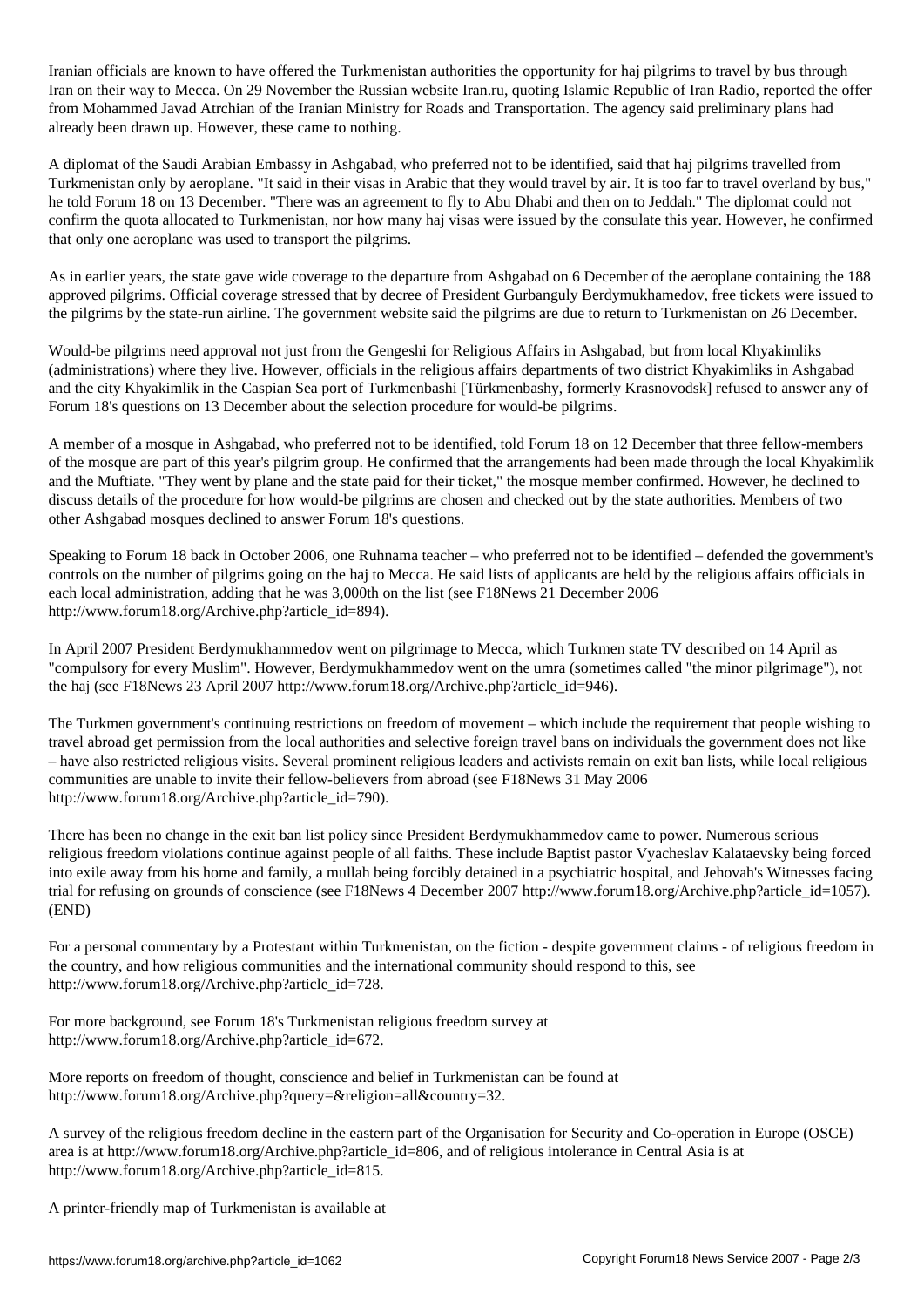Iranian officials are known to have offered the Turkmenistan authorities the opportunity for haj pilgrims to travel by bus through Iran on their way to Mecca. On 29 November the Russian website Iran.ru, quoting Islamic Republic of Iran Radio, reported the offer from Mohammed Javad Atrchian of the Iranian Ministry for Roads and Transportation. The agency said preliminary plans had already been drawn up. However, these came to nothing.

A diplomat of the Saudi Arabian Embassy in Ashgabad, who preferred not to be identified, said that haj pilgrims travelled from Turkmenistan only by aeroplane. "It said in their visas in Arabic that they would travel by air. It is too far to travel overland by bus," he told Forum 18 on 13 December. "There was an agreement to fly to Abu Dhabi and then on to Jeddah." The diplomat could not confirm the quota allocated to Turkmenistan, nor how many haj visas were issued by the consulate this year. However, he confirmed that only one aeroplane was used to transport the pilgrims.

As in earlier years, the state gave wide coverage to the departure from Ashgabad on 6 December of the aeroplane containing the 188 approved pilgrims. Official coverage stressed that by decree of President Gurbanguly Berdymukhamedov, free tickets were issued to the pilgrims by the state-run airline. The government website said the pilgrims are due to return to Turkmenistan on 26 December.

Would-be pilgrims need approval not just from the Gengeshi for Religious Affairs in Ashgabad, but from local Khyakimliks (administrations) where they live. However, officials in the religious affairs departments of two district Khyakimliks in Ashgabad and the city Khyakimlik in the Caspian Sea port of Turkmenbashi [Türkmenbashy, formerly Krasnovodsk] refused to answer any of Forum 18's questions on 13 December about the selection procedure for would-be pilgrims.

A member of a mosque in Ashgabad, who preferred not to be identified, told Forum 18 on 12 December that three fellow-members of the mosque are part of this year's pilgrim group. He confirmed that the arrangements had been made through the local Khyakimlik and the Muftiate. "They went by plane and the state paid for their ticket," the mosque member confirmed. However, he declined to discuss details of the procedure for how would-be pilgrims are chosen and checked out by the state authorities. Members of two other Ashgabad mosques declined to answer Forum 18's questions.

Speaking to Forum 18 back in October 2006, one Ruhnama teacher – who preferred not to be identified – defended the government's controls on the number of pilgrims going on the haj to Mecca. He said lists of applicants are held by the religious affairs officials in each local administration, adding that he was 3,000th on the list (see F18News 21 December 2006 http://www.forum18.org/Archive.php?article_id=894).

In April 2007 President Berdymukhammedov went on pilgrimage to Mecca, which Turkmen state TV described on 14 April as "compulsory for every Muslim". However, Berdymukhammedov went on the umra (sometimes called "the minor pilgrimage"), not the haj (see F18News 23 April 2007 http://www.forum18.org/Archive.php?article_id=946).

The Turkmen government's continuing restrictions on freedom of movement – which include the requirement that people wishing to travel abroad get permission from the local authorities and selective foreign travel bans on individuals the government does not like – have also restricted religious visits. Several prominent religious leaders and activists remain on exit ban lists, while local religious communities are unable to invite their fellow-believers from abroad (see F18News 31 May 2006 http://www.forum18.org/Archive.php?article_id=790).

There has been no change in the exit ban list policy since President Berdymukhammedov came to power. Numerous serious religious freedom violations continue against people of all faiths. These include Baptist pastor Vyacheslav Kalataevsky being forced into exile away from his home and family, a mullah being forcibly detained in a psychiatric hospital, and Jehovah's Witnesses facing trial for refusing on grounds of conscience (see F18News 4 December 2007 http://www.forum18.org/Archive.php?article_id=1057). (END)

For a personal commentary by a Protestant within Turkmenistan, on the fiction - despite government claims - of religious freedom in the country, and how religious communities and the international community should respond to this, see http://www.forum18.org/Archive.php?article_id=728.

For more background, see Forum 18's Turkmenistan religious freedom survey at http://www.forum18.org/Archive.php?article_id=672.

More reports on freedom of thought, conscience and belief in Turkmenistan can be found at http://www.forum18.org/Archive.php?query=&religion=all&country=32.

A survey of the religious freedom decline in the eastern part of the Organisation for Security and Co-operation in Europe (OSCE) area is at http://www.forum18.org/Archive.php?article_id=806, and of religious intolerance in Central Asia is at http://www.forum18.org/Archive.php?article_id=815.

A printer-friendly map of Turkmenistan is available at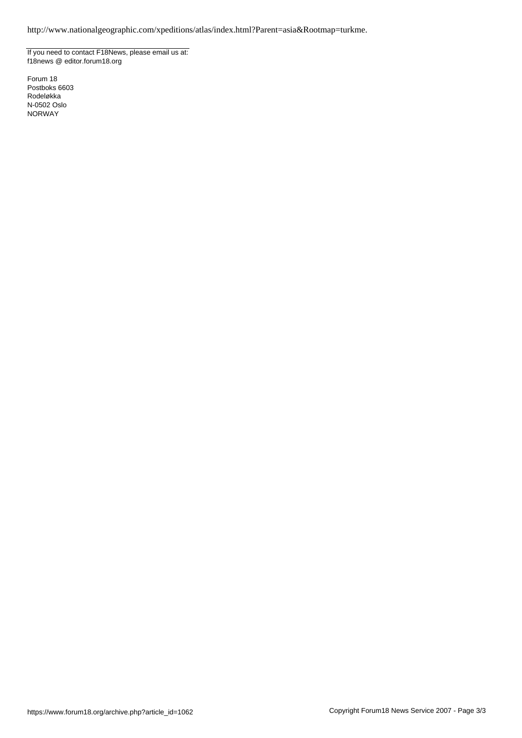http://www.nationalgeographic.com/xpeditions/atlas/index.html?Parent=asia&Rootmap=turkme.

If you need to contact F18News, please email us at:
f18news @ editor.forum18.org

Forum 18
Postboks 6603
Rodeløkka
N-0502 Oslo
NORWAY